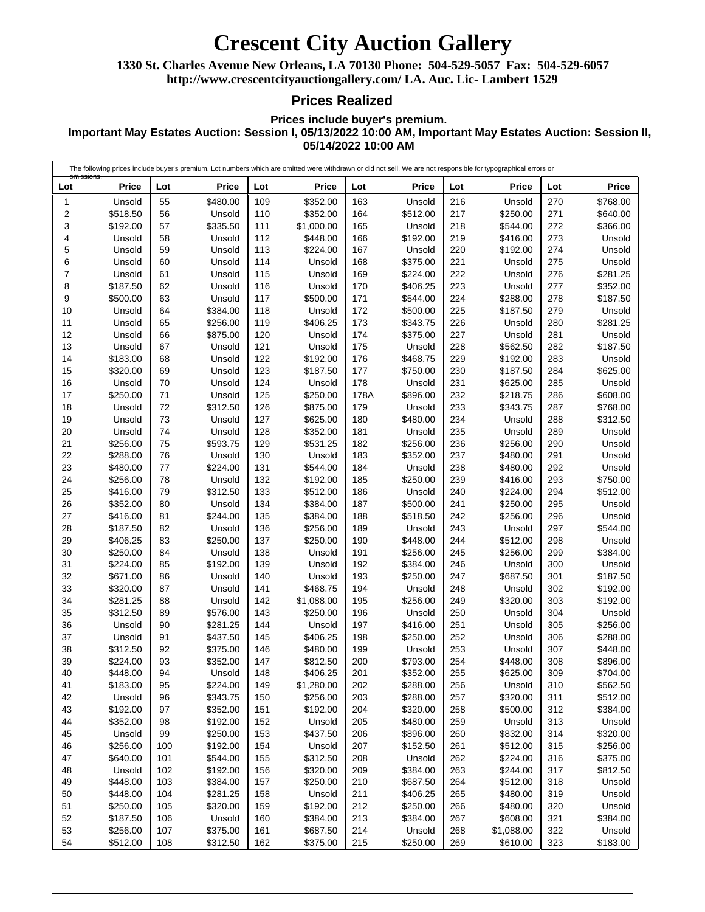# Crescent City Auction Gallery

**1330 St. Charles Avenue New Orleans, LA 70130 Phone: 504-529-5057 Fax: 504-529-6057**
**http://www.crescentcityauctiongallery.com/ LA. Auc. Lic- Lambert 1529**

## Prices Realized

**Prices include buyer's premium.**
**Important May Estates Auction: Session I, 05/13/2022 10:00 AM, Important May Estates Auction: Session II, 05/14/2022 10:00 AM**

The following prices include buyer's premium. Lot numbers which are omitted were withdrawn or did not sell. We are not responsible for typographical errors or omissions.

| Lot | Price | Lot | Price | Lot | Price | Lot | Price | Lot | Price | Lot | Price |
|---|---|---|---|---|---|---|---|---|---|---|---|
| 1 | Unsold | 55 | $480.00 | 109 | $352.00 | 163 | Unsold | 216 | Unsold | 270 | $768.00 |
| 2 | $518.50 | 56 | Unsold | 110 | $352.00 | 164 | $512.00 | 217 | $250.00 | 271 | $640.00 |
| 3 | $192.00 | 57 | $335.50 | 111 | $1,000.00 | 165 | Unsold | 218 | $544.00 | 272 | $366.00 |
| 4 | Unsold | 58 | Unsold | 112 | $448.00 | 166 | $192.00 | 219 | $416.00 | 273 | Unsold |
| 5 | Unsold | 59 | Unsold | 113 | $224.00 | 167 | Unsold | 220 | $192.00 | 274 | Unsold |
| 6 | Unsold | 60 | Unsold | 114 | Unsold | 168 | $375.00 | 221 | Unsold | 275 | Unsold |
| 7 | Unsold | 61 | Unsold | 115 | Unsold | 169 | $224.00 | 222 | Unsold | 276 | $281.25 |
| 8 | $187.50 | 62 | Unsold | 116 | Unsold | 170 | $406.25 | 223 | Unsold | 277 | $352.00 |
| 9 | $500.00 | 63 | Unsold | 117 | $500.00 | 171 | $544.00 | 224 | $288.00 | 278 | $187.50 |
| 10 | Unsold | 64 | $384.00 | 118 | Unsold | 172 | $500.00 | 225 | $187.50 | 279 | Unsold |
| 11 | Unsold | 65 | $256.00 | 119 | $406.25 | 173 | $343.75 | 226 | Unsold | 280 | $281.25 |
| 12 | Unsold | 66 | $875.00 | 120 | Unsold | 174 | $375.00 | 227 | Unsold | 281 | Unsold |
| 13 | Unsold | 67 | Unsold | 121 | Unsold | 175 | Unsold | 228 | $562.50 | 282 | $187.50 |
| 14 | $183.00 | 68 | Unsold | 122 | $192.00 | 176 | $468.75 | 229 | $192.00 | 283 | Unsold |
| 15 | $320.00 | 69 | Unsold | 123 | $187.50 | 177 | $750.00 | 230 | $187.50 | 284 | $625.00 |
| 16 | Unsold | 70 | Unsold | 124 | Unsold | 178 | Unsold | 231 | $625.00 | 285 | Unsold |
| 17 | $250.00 | 71 | Unsold | 125 | $250.00 | 178A | $896.00 | 232 | $218.75 | 286 | $608.00 |
| 18 | Unsold | 72 | $312.50 | 126 | $875.00 | 179 | Unsold | 233 | $343.75 | 287 | $768.00 |
| 19 | Unsold | 73 | Unsold | 127 | $625.00 | 180 | $480.00 | 234 | Unsold | 288 | $312.50 |
| 20 | Unsold | 74 | Unsold | 128 | $352.00 | 181 | Unsold | 235 | Unsold | 289 | Unsold |
| 21 | $256.00 | 75 | $593.75 | 129 | $531.25 | 182 | $256.00 | 236 | $256.00 | 290 | Unsold |
| 22 | $288.00 | 76 | Unsold | 130 | Unsold | 183 | $352.00 | 237 | $480.00 | 291 | Unsold |
| 23 | $480.00 | 77 | $224.00 | 131 | $544.00 | 184 | Unsold | 238 | $480.00 | 292 | Unsold |
| 24 | $256.00 | 78 | Unsold | 132 | $192.00 | 185 | $250.00 | 239 | $416.00 | 293 | $750.00 |
| 25 | $416.00 | 79 | $312.50 | 133 | $512.00 | 186 | Unsold | 240 | $224.00 | 294 | $512.00 |
| 26 | $352.00 | 80 | Unsold | 134 | $384.00 | 187 | $500.00 | 241 | $250.00 | 295 | Unsold |
| 27 | $416.00 | 81 | $244.00 | 135 | $384.00 | 188 | $518.50 | 242 | $256.00 | 296 | Unsold |
| 28 | $187.50 | 82 | Unsold | 136 | $256.00 | 189 | Unsold | 243 | Unsold | 297 | $544.00 |
| 29 | $406.25 | 83 | $250.00 | 137 | $250.00 | 190 | $448.00 | 244 | $512.00 | 298 | Unsold |
| 30 | $250.00 | 84 | Unsold | 138 | Unsold | 191 | $256.00 | 245 | $256.00 | 299 | $384.00 |
| 31 | $224.00 | 85 | $192.00 | 139 | Unsold | 192 | $384.00 | 246 | Unsold | 300 | Unsold |
| 32 | $671.00 | 86 | Unsold | 140 | Unsold | 193 | $250.00 | 247 | $687.50 | 301 | $187.50 |
| 33 | $320.00 | 87 | Unsold | 141 | $468.75 | 194 | Unsold | 248 | Unsold | 302 | $192.00 |
| 34 | $281.25 | 88 | Unsold | 142 | $1,088.00 | 195 | $256.00 | 249 | $320.00 | 303 | $192.00 |
| 35 | $312.50 | 89 | $576.00 | 143 | $250.00 | 196 | Unsold | 250 | Unsold | 304 | Unsold |
| 36 | Unsold | 90 | $281.25 | 144 | Unsold | 197 | $416.00 | 251 | Unsold | 305 | $256.00 |
| 37 | Unsold | 91 | $437.50 | 145 | $406.25 | 198 | $250.00 | 252 | Unsold | 306 | $288.00 |
| 38 | $312.50 | 92 | $375.00 | 146 | $480.00 | 199 | Unsold | 253 | Unsold | 307 | $448.00 |
| 39 | $224.00 | 93 | $352.00 | 147 | $812.50 | 200 | $793.00 | 254 | $448.00 | 308 | $896.00 |
| 40 | $448.00 | 94 | Unsold | 148 | $406.25 | 201 | $352.00 | 255 | $625.00 | 309 | $704.00 |
| 41 | $183.00 | 95 | $224.00 | 149 | $1,280.00 | 202 | $288.00 | 256 | Unsold | 310 | $562.50 |
| 42 | Unsold | 96 | $343.75 | 150 | $256.00 | 203 | $288.00 | 257 | $320.00 | 311 | $512.00 |
| 43 | $192.00 | 97 | $352.00 | 151 | $192.00 | 204 | $320.00 | 258 | $500.00 | 312 | $384.00 |
| 44 | $352.00 | 98 | $192.00 | 152 | Unsold | 205 | $480.00 | 259 | Unsold | 313 | Unsold |
| 45 | Unsold | 99 | $250.00 | 153 | $437.50 | 206 | $896.00 | 260 | $832.00 | 314 | $320.00 |
| 46 | $256.00 | 100 | $192.00 | 154 | Unsold | 207 | $152.50 | 261 | $512.00 | 315 | $256.00 |
| 47 | $640.00 | 101 | $544.00 | 155 | $312.50 | 208 | Unsold | 262 | $224.00 | 316 | $375.00 |
| 48 | Unsold | 102 | $192.00 | 156 | $320.00 | 209 | $384.00 | 263 | $244.00 | 317 | $812.50 |
| 49 | $448.00 | 103 | $384.00 | 157 | $250.00 | 210 | $687.50 | 264 | $512.00 | 318 | Unsold |
| 50 | $448.00 | 104 | $281.25 | 158 | Unsold | 211 | $406.25 | 265 | $480.00 | 319 | Unsold |
| 51 | $250.00 | 105 | $320.00 | 159 | $192.00 | 212 | $250.00 | 266 | $480.00 | 320 | Unsold |
| 52 | $187.50 | 106 | Unsold | 160 | $384.00 | 213 | $384.00 | 267 | $608.00 | 321 | $384.00 |
| 53 | $256.00 | 107 | $375.00 | 161 | $687.50 | 214 | Unsold | 268 | $1,088.00 | 322 | Unsold |
| 54 | $512.00 | 108 | $312.50 | 162 | $375.00 | 215 | $250.00 | 269 | $610.00 | 323 | $183.00 |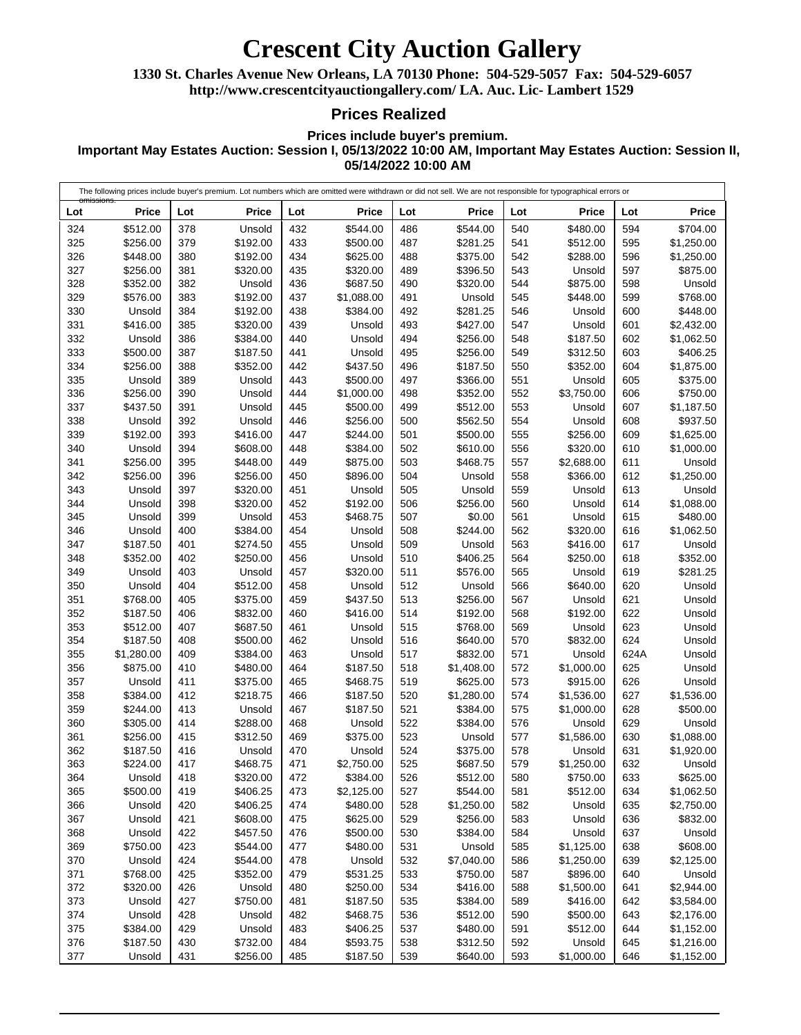# Crescent City Auction Gallery

**1330 St. Charles Avenue New Orleans, LA 70130 Phone: 504-529-5057 Fax: 504-529-6057**
**http://www.crescentcityauctiongallery.com/ LA. Auc. Lic- Lambert 1529**

## Prices Realized

**Prices include buyer's premium.**
**Important May Estates Auction: Session I, 05/13/2022 10:00 AM, Important May Estates Auction: Session II, 05/14/2022 10:00 AM**

The following prices include buyer's premium. Lot numbers which are omitted were withdrawn or did not sell. We are not responsible for typographical errors or omissions.

| Lot | Price | Lot | Price | Lot | Price | Lot | Price | Lot | Price | Lot | Price |
|---|---|---|---|---|---|---|---|---|---|---|---|
| 324 | $512.00 | 378 | Unsold | 432 | $544.00 | 486 | $544.00 | 540 | $480.00 | 594 | $704.00 |
| 325 | $256.00 | 379 | $192.00 | 433 | $500.00 | 487 | $281.25 | 541 | $512.00 | 595 | $1,250.00 |
| 326 | $448.00 | 380 | $192.00 | 434 | $625.00 | 488 | $375.00 | 542 | $288.00 | 596 | $1,250.00 |
| 327 | $256.00 | 381 | $320.00 | 435 | $320.00 | 489 | $396.50 | 543 | Unsold | 597 | $875.00 |
| 328 | $352.00 | 382 | Unsold | 436 | $687.50 | 490 | $320.00 | 544 | $875.00 | 598 | Unsold |
| 329 | $576.00 | 383 | $192.00 | 437 | $1,088.00 | 491 | Unsold | 545 | $448.00 | 599 | $768.00 |
| 330 | Unsold | 384 | $192.00 | 438 | $384.00 | 492 | $281.25 | 546 | Unsold | 600 | $448.00 |
| 331 | $416.00 | 385 | $320.00 | 439 | Unsold | 493 | $427.00 | 547 | Unsold | 601 | $2,432.00 |
| 332 | Unsold | 386 | $384.00 | 440 | Unsold | 494 | $256.00 | 548 | $187.50 | 602 | $1,062.50 |
| 333 | $500.00 | 387 | $187.50 | 441 | Unsold | 495 | $256.00 | 549 | $312.50 | 603 | $406.25 |
| 334 | $256.00 | 388 | $352.00 | 442 | $437.50 | 496 | $187.50 | 550 | $352.00 | 604 | $1,875.00 |
| 335 | Unsold | 389 | Unsold | 443 | $500.00 | 497 | $366.00 | 551 | Unsold | 605 | $375.00 |
| 336 | $256.00 | 390 | Unsold | 444 | $1,000.00 | 498 | $352.00 | 552 | $3,750.00 | 606 | $750.00 |
| 337 | $437.50 | 391 | Unsold | 445 | $500.00 | 499 | $512.00 | 553 | Unsold | 607 | $1,187.50 |
| 338 | Unsold | 392 | Unsold | 446 | $256.00 | 500 | $562.50 | 554 | Unsold | 608 | $937.50 |
| 339 | $192.00 | 393 | $416.00 | 447 | $244.00 | 501 | $500.00 | 555 | $256.00 | 609 | $1,625.00 |
| 340 | Unsold | 394 | $608.00 | 448 | $384.00 | 502 | $610.00 | 556 | $320.00 | 610 | $1,000.00 |
| 341 | $256.00 | 395 | $448.00 | 449 | $875.00 | 503 | $468.75 | 557 | $2,688.00 | 611 | Unsold |
| 342 | $256.00 | 396 | $256.00 | 450 | $896.00 | 504 | Unsold | 558 | $366.00 | 612 | $1,250.00 |
| 343 | Unsold | 397 | $320.00 | 451 | Unsold | 505 | Unsold | 559 | Unsold | 613 | Unsold |
| 344 | Unsold | 398 | $320.00 | 452 | $192.00 | 506 | $256.00 | 560 | Unsold | 614 | $1,088.00 |
| 345 | Unsold | 399 | Unsold | 453 | $468.75 | 507 | $0.00 | 561 | Unsold | 615 | $480.00 |
| 346 | Unsold | 400 | $384.00 | 454 | Unsold | 508 | $244.00 | 562 | $320.00 | 616 | $1,062.50 |
| 347 | $187.50 | 401 | $274.50 | 455 | Unsold | 509 | Unsold | 563 | $416.00 | 617 | Unsold |
| 348 | $352.00 | 402 | $250.00 | 456 | Unsold | 510 | $406.25 | 564 | $250.00 | 618 | $352.00 |
| 349 | Unsold | 403 | Unsold | 457 | $320.00 | 511 | $576.00 | 565 | Unsold | 619 | $281.25 |
| 350 | Unsold | 404 | $512.00 | 458 | Unsold | 512 | Unsold | 566 | $640.00 | 620 | Unsold |
| 351 | $768.00 | 405 | $375.00 | 459 | $437.50 | 513 | $256.00 | 567 | Unsold | 621 | Unsold |
| 352 | $187.50 | 406 | $832.00 | 460 | $416.00 | 514 | $192.00 | 568 | $192.00 | 622 | Unsold |
| 353 | $512.00 | 407 | $687.50 | 461 | Unsold | 515 | $768.00 | 569 | Unsold | 623 | Unsold |
| 354 | $187.50 | 408 | $500.00 | 462 | Unsold | 516 | $640.00 | 570 | $832.00 | 624 | Unsold |
| 355 | $1,280.00 | 409 | $384.00 | 463 | Unsold | 517 | $832.00 | 571 | Unsold | 624A | Unsold |
| 356 | $875.00 | 410 | $480.00 | 464 | $187.50 | 518 | $1,408.00 | 572 | $1,000.00 | 625 | Unsold |
| 357 | Unsold | 411 | $375.00 | 465 | $468.75 | 519 | $625.00 | 573 | $915.00 | 626 | Unsold |
| 358 | $384.00 | 412 | $218.75 | 466 | $187.50 | 520 | $1,280.00 | 574 | $1,536.00 | 627 | $1,536.00 |
| 359 | $244.00 | 413 | Unsold | 467 | $187.50 | 521 | $384.00 | 575 | $1,000.00 | 628 | $500.00 |
| 360 | $305.00 | 414 | $288.00 | 468 | Unsold | 522 | $384.00 | 576 | Unsold | 629 | Unsold |
| 361 | $256.00 | 415 | $312.50 | 469 | $375.00 | 523 | Unsold | 577 | $1,586.00 | 630 | $1,088.00 |
| 362 | $187.50 | 416 | Unsold | 470 | Unsold | 524 | $375.00 | 578 | Unsold | 631 | $1,920.00 |
| 363 | $224.00 | 417 | $468.75 | 471 | $2,750.00 | 525 | $687.50 | 579 | $1,250.00 | 632 | Unsold |
| 364 | Unsold | 418 | $320.00 | 472 | $384.00 | 526 | $512.00 | 580 | $750.00 | 633 | $625.00 |
| 365 | $500.00 | 419 | $406.25 | 473 | $2,125.00 | 527 | $544.00 | 581 | $512.00 | 634 | $1,062.50 |
| 366 | Unsold | 420 | $406.25 | 474 | $480.00 | 528 | $1,250.00 | 582 | Unsold | 635 | $2,750.00 |
| 367 | Unsold | 421 | $608.00 | 475 | $625.00 | 529 | $256.00 | 583 | Unsold | 636 | $832.00 |
| 368 | Unsold | 422 | $457.50 | 476 | $500.00 | 530 | $384.00 | 584 | Unsold | 637 | Unsold |
| 369 | $750.00 | 423 | $544.00 | 477 | $480.00 | 531 | Unsold | 585 | $1,125.00 | 638 | $608.00 |
| 370 | Unsold | 424 | $544.00 | 478 | Unsold | 532 | $7,040.00 | 586 | $1,250.00 | 639 | $2,125.00 |
| 371 | $768.00 | 425 | $352.00 | 479 | $531.25 | 533 | $750.00 | 587 | $896.00 | 640 | Unsold |
| 372 | $320.00 | 426 | Unsold | 480 | $250.00 | 534 | $416.00 | 588 | $1,500.00 | 641 | $2,944.00 |
| 373 | Unsold | 427 | $750.00 | 481 | $187.50 | 535 | $384.00 | 589 | $416.00 | 642 | $3,584.00 |
| 374 | Unsold | 428 | Unsold | 482 | $468.75 | 536 | $512.00 | 590 | $500.00 | 643 | $2,176.00 |
| 375 | $384.00 | 429 | Unsold | 483 | $406.25 | 537 | $480.00 | 591 | $512.00 | 644 | $1,152.00 |
| 376 | $187.50 | 430 | $732.00 | 484 | $593.75 | 538 | $312.50 | 592 | Unsold | 645 | $1,216.00 |
| 377 | Unsold | 431 | $256.00 | 485 | $187.50 | 539 | $640.00 | 593 | $1,000.00 | 646 | $1,152.00 |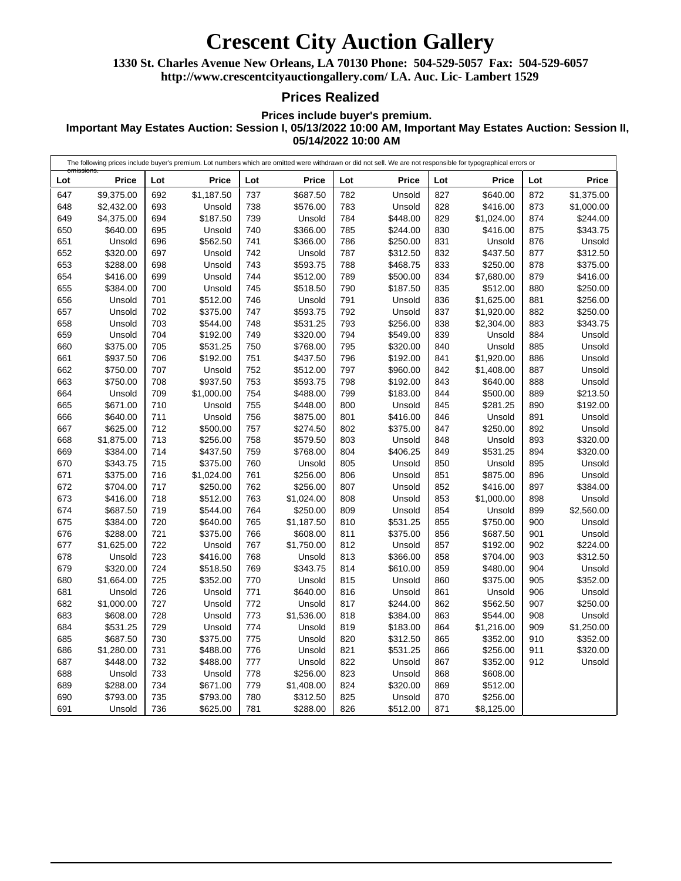# Crescent City Auction Gallery

**1330 St. Charles Avenue New Orleans, LA 70130 Phone: 504-529-5057 Fax: 504-529-6057**
**http://www.crescentcityauctiongallery.com/ LA. Auc. Lic- Lambert 1529**

## Prices Realized

**Prices include buyer's premium.**
**Important May Estates Auction: Session I, 05/13/2022 10:00 AM, Important May Estates Auction: Session II, 05/14/2022 10:00 AM**

The following prices include buyer's premium. Lot numbers which are omitted were withdrawn or did not sell. We are not responsible for typographical errors or omissions.

| Lot | Price | Lot | Price | Lot | Price | Lot | Price | Lot | Price | Lot | Price |
|---|---|---|---|---|---|---|---|---|---|---|---|
| 647 | $9,375.00 | 692 | $1,187.50 | 737 | $687.50 | 782 | Unsold | 827 | $640.00 | 872 | $1,375.00 |
| 648 | $2,432.00 | 693 | Unsold | 738 | $576.00 | 783 | Unsold | 828 | $416.00 | 873 | $1,000.00 |
| 649 | $4,375.00 | 694 | $187.50 | 739 | Unsold | 784 | $448.00 | 829 | $1,024.00 | 874 | $244.00 |
| 650 | $640.00 | 695 | Unsold | 740 | $366.00 | 785 | $244.00 | 830 | $416.00 | 875 | $343.75 |
| 651 | Unsold | 696 | $562.50 | 741 | $366.00 | 786 | $250.00 | 831 | Unsold | 876 | Unsold |
| 652 | $320.00 | 697 | Unsold | 742 | Unsold | 787 | $312.50 | 832 | $437.50 | 877 | $312.50 |
| 653 | $288.00 | 698 | Unsold | 743 | $593.75 | 788 | $468.75 | 833 | $250.00 | 878 | $375.00 |
| 654 | $416.00 | 699 | Unsold | 744 | $512.00 | 789 | $500.00 | 834 | $7,680.00 | 879 | $416.00 |
| 655 | $384.00 | 700 | Unsold | 745 | $518.50 | 790 | $187.50 | 835 | $512.00 | 880 | $250.00 |
| 656 | Unsold | 701 | $512.00 | 746 | Unsold | 791 | Unsold | 836 | $1,625.00 | 881 | $256.00 |
| 657 | Unsold | 702 | $375.00 | 747 | $593.75 | 792 | Unsold | 837 | $1,920.00 | 882 | $250.00 |
| 658 | Unsold | 703 | $544.00 | 748 | $531.25 | 793 | $256.00 | 838 | $2,304.00 | 883 | $343.75 |
| 659 | Unsold | 704 | $192.00 | 749 | $320.00 | 794 | $549.00 | 839 | Unsold | 884 | Unsold |
| 660 | $375.00 | 705 | $531.25 | 750 | $768.00 | 795 | $320.00 | 840 | Unsold | 885 | Unsold |
| 661 | $937.50 | 706 | $192.00 | 751 | $437.50 | 796 | $192.00 | 841 | $1,920.00 | 886 | Unsold |
| 662 | $750.00 | 707 | Unsold | 752 | $512.00 | 797 | $960.00 | 842 | $1,408.00 | 887 | Unsold |
| 663 | $750.00 | 708 | $937.50 | 753 | $593.75 | 798 | $192.00 | 843 | $640.00 | 888 | Unsold |
| 664 | Unsold | 709 | $1,000.00 | 754 | $488.00 | 799 | $183.00 | 844 | $500.00 | 889 | $213.50 |
| 665 | $671.00 | 710 | Unsold | 755 | $448.00 | 800 | Unsold | 845 | $281.25 | 890 | $192.00 |
| 666 | $640.00 | 711 | Unsold | 756 | $875.00 | 801 | $416.00 | 846 | Unsold | 891 | Unsold |
| 667 | $625.00 | 712 | $500.00 | 757 | $274.50 | 802 | $375.00 | 847 | $250.00 | 892 | Unsold |
| 668 | $1,875.00 | 713 | $256.00 | 758 | $579.50 | 803 | Unsold | 848 | Unsold | 893 | $320.00 |
| 669 | $384.00 | 714 | $437.50 | 759 | $768.00 | 804 | $406.25 | 849 | $531.25 | 894 | $320.00 |
| 670 | $343.75 | 715 | $375.00 | 760 | Unsold | 805 | Unsold | 850 | Unsold | 895 | Unsold |
| 671 | $375.00 | 716 | $1,024.00 | 761 | $256.00 | 806 | Unsold | 851 | $875.00 | 896 | Unsold |
| 672 | $704.00 | 717 | $250.00 | 762 | $256.00 | 807 | Unsold | 852 | $416.00 | 897 | $384.00 |
| 673 | $416.00 | 718 | $512.00 | 763 | $1,024.00 | 808 | Unsold | 853 | $1,000.00 | 898 | Unsold |
| 674 | $687.50 | 719 | $544.00 | 764 | $250.00 | 809 | Unsold | 854 | Unsold | 899 | $2,560.00 |
| 675 | $384.00 | 720 | $640.00 | 765 | $1,187.50 | 810 | $531.25 | 855 | $750.00 | 900 | Unsold |
| 676 | $288.00 | 721 | $375.00 | 766 | $608.00 | 811 | $375.00 | 856 | $687.50 | 901 | Unsold |
| 677 | $1,625.00 | 722 | Unsold | 767 | $1,750.00 | 812 | Unsold | 857 | $192.00 | 902 | $224.00 |
| 678 | Unsold | 723 | $416.00 | 768 | Unsold | 813 | $366.00 | 858 | $704.00 | 903 | $312.50 |
| 679 | $320.00 | 724 | $518.50 | 769 | $343.75 | 814 | $610.00 | 859 | $480.00 | 904 | Unsold |
| 680 | $1,664.00 | 725 | $352.00 | 770 | Unsold | 815 | Unsold | 860 | $375.00 | 905 | $352.00 |
| 681 | Unsold | 726 | Unsold | 771 | $640.00 | 816 | Unsold | 861 | Unsold | 906 | Unsold |
| 682 | $1,000.00 | 727 | Unsold | 772 | Unsold | 817 | $244.00 | 862 | $562.50 | 907 | $250.00 |
| 683 | $608.00 | 728 | Unsold | 773 | $1,536.00 | 818 | $384.00 | 863 | $544.00 | 908 | Unsold |
| 684 | $531.25 | 729 | Unsold | 774 | Unsold | 819 | $183.00 | 864 | $1,216.00 | 909 | $1,250.00 |
| 685 | $687.50 | 730 | $375.00 | 775 | Unsold | 820 | $312.50 | 865 | $352.00 | 910 | $352.00 |
| 686 | $1,280.00 | 731 | $488.00 | 776 | Unsold | 821 | $531.25 | 866 | $256.00 | 911 | $320.00 |
| 687 | $448.00 | 732 | $488.00 | 777 | Unsold | 822 | Unsold | 867 | $352.00 | 912 | Unsold |
| 688 | Unsold | 733 | Unsold | 778 | $256.00 | 823 | Unsold | 868 | $608.00 | | |
| 689 | $288.00 | 734 | $671.00 | 779 | $1,408.00 | 824 | $320.00 | 869 | $512.00 | | |
| 690 | $793.00 | 735 | $793.00 | 780 | $312.50 | 825 | Unsold | 870 | $256.00 | | |
| 691 | Unsold | 736 | $625.00 | 781 | $288.00 | 826 | $512.00 | 871 | $8,125.00 | | |